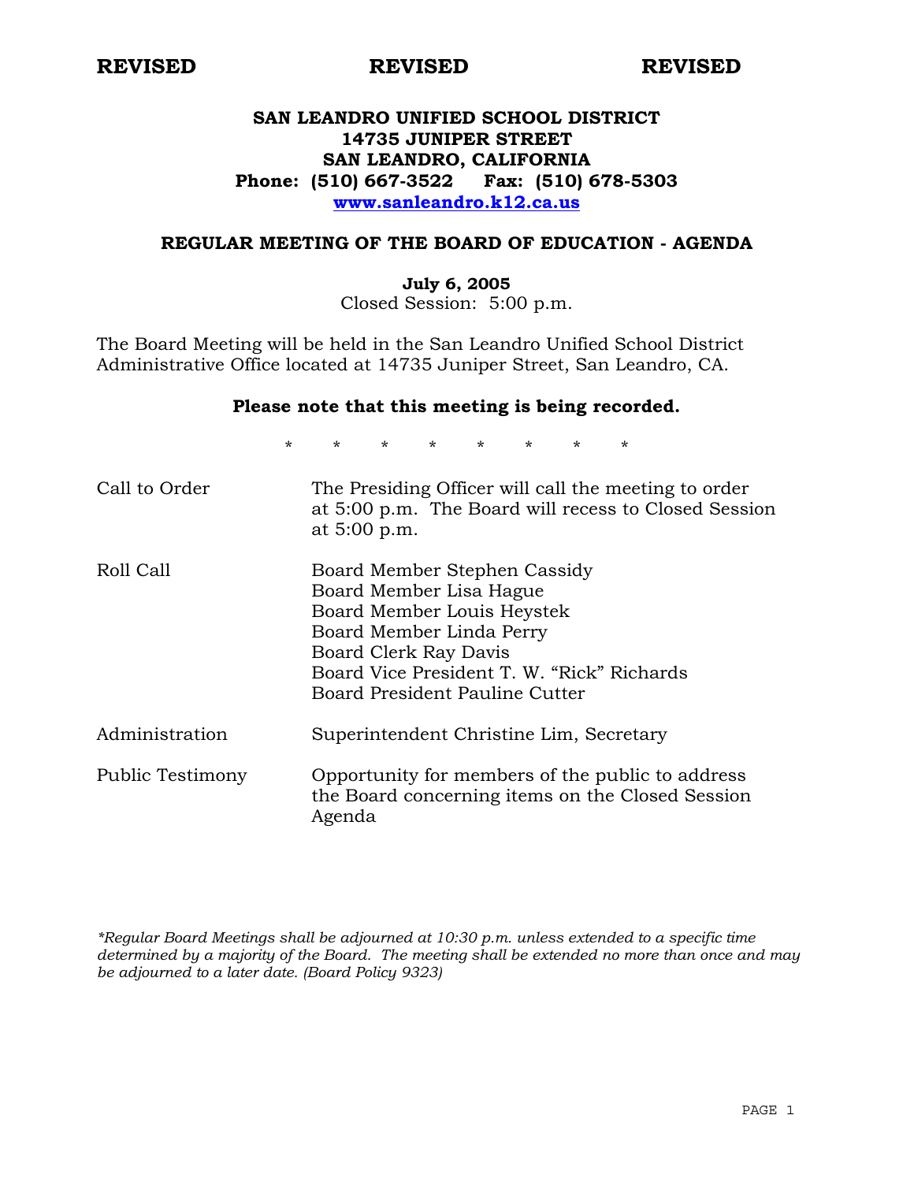**REVISED REVISED REVISED**

# SAN LEANDRO UNIFIED SCHOOL DISTRICT
## 14735 JUNIPER STREET
## SAN LEANDRO, CALIFORNIA
**Phone: (510) 667-3522 Fax: (510) 678-5303**
**www.sanleandro.k12.ca.us**

## REGULAR MEETING OF THE BOARD OF EDUCATION - AGENDA

**July 6, 2005**
Closed Session: 5:00 p.m.

The Board Meeting will be held in the San Leandro Unified School District Administrative Office located at 14735 Juniper Street, San Leandro, CA.

**Please note that this meeting is being recorded.**

\* \* \* \* \* \* \* \*

| | |
|---|---|
| Call to Order | The Presiding Officer will call the meeting to order at 5:00 p.m. The Board will recess to Closed Session at 5:00 p.m. |
| Roll Call | Board Member Stephen Cassidy<br>Board Member Lisa Hague<br>Board Member Louis Heystek<br>Board Member Linda Perry<br>Board Clerk Ray Davis<br>Board Vice President T. W. "Rick" Richards<br>Board President Pauline Cutter |
| Administration | Superintendent Christine Lim, Secretary |
| Public Testimony | Opportunity for members of the public to address the Board concerning items on the Closed Session Agenda |

*\*Regular Board Meetings shall be adjourned at 10:30 p.m. unless extended to a specific time determined by a majority of the Board. The meeting shall be extended no more than once and may be adjourned to a later date. (Board Policy 9323)*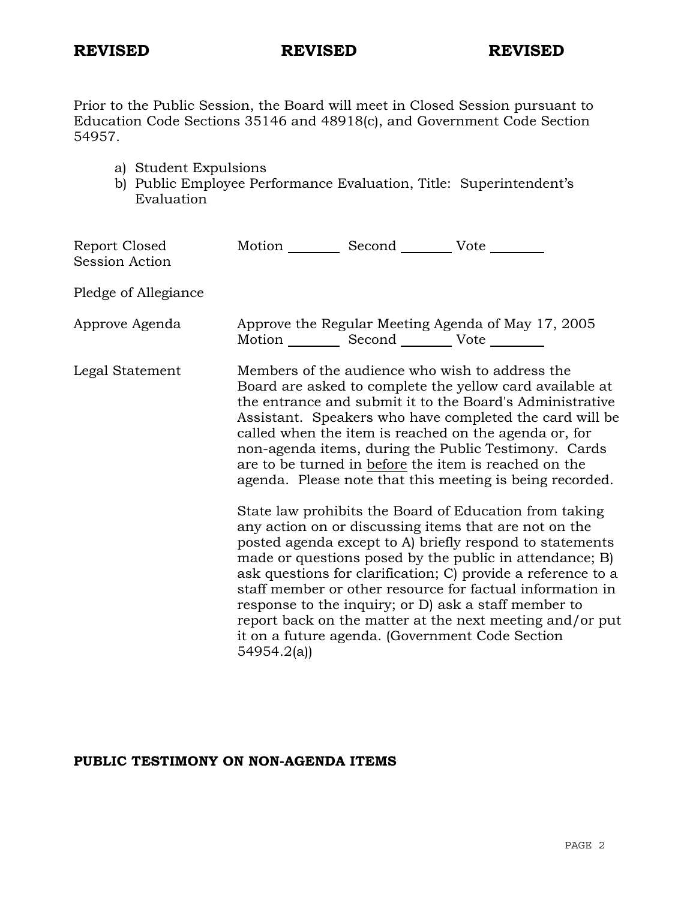**REVISED** **REVISED** **REVISED**

Prior to the Public Session, the Board will meet in Closed Session pursuant to Education Code Sections 35146 and 48918(c), and Government Code Section 54957.

a) Student Expulsions
b) Public Employee Performance Evaluation, Title: Superintendent's Evaluation

| | |
|---|---|
| Report Closed Session Action | Motion _______ Second _______ Vote _______ |
| Pledge of Allegiance | |
| Approve Agenda | Approve the Regular Meeting Agenda of May 17, 2005<br>Motion _______ Second _______ Vote _______ |
| Legal Statement | Members of the audience who wish to address the Board are asked to complete the yellow card available at the entrance and submit it to the Board's Administrative Assistant. Speakers who have completed the card will be called when the item is reached on the agenda or, for non-agenda items, during the Public Testimony. Cards are to be turned in <u>before</u> the item is reached on the agenda. Please note that this meeting is being recorded.<br><br>State law prohibits the Board of Education from taking any action on or discussing items that are not on the posted agenda except to A) briefly respond to statements made or questions posed by the public in attendance; B) ask questions for clarification; C) provide a reference to a staff member or other resource for factual information in response to the inquiry; or D) ask a staff member to report back on the matter at the next meeting and/or put it on a future agenda. (Government Code Section 54954.2(a)) |

**PUBLIC TESTIMONY ON NON-AGENDA ITEMS**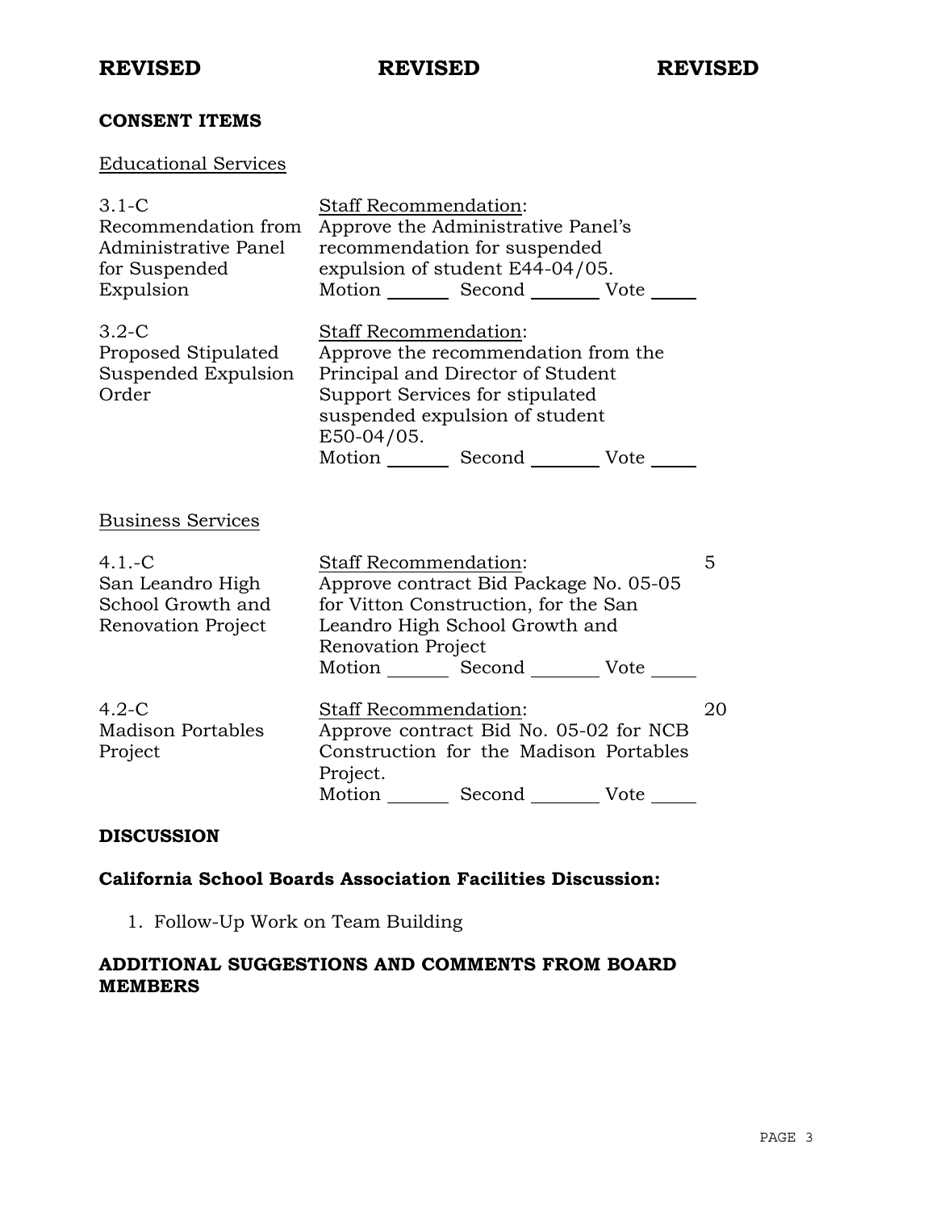**REVISED** **REVISED** **REVISED**

## CONSENT ITEMS

Educational Services

| | | |
|---|---|---|
| 3.1-C Recommendation from Administrative Panel for Suspended Expulsion | Staff Recommendation: Approve the Administrative Panel's recommendation for suspended expulsion of student E44-04/05. Motion ______ Second ______ Vote _____ | |
| 3.2-C Proposed Stipulated Suspended Expulsion Order | Staff Recommendation: Approve the recommendation from the Principal and Director of Student Support Services for stipulated suspended expulsion of student E50-04/05. Motion ______ Second ______ Vote _____ | |

Business Services

| | | |
|---|---|---|
| 4.1.-C San Leandro High School Growth and Renovation Project | Staff Recommendation: Approve contract Bid Package No. 05-05 for Vitton Construction, for the San Leandro High School Growth and Renovation Project Motion ______ Second ______ Vote _____ | 5 |
| 4.2-C Madison Portables Project | Staff Recommendation: Approve contract Bid No. 05-02 for NCB Construction for the Madison Portables Project. Motion ______ Second ______ Vote _____ | 20 |

## DISCUSSION

### California School Boards Association Facilities Discussion:

1. Follow-Up Work on Team Building

## ADDITIONAL SUGGESTIONS AND COMMENTS FROM BOARD MEMBERS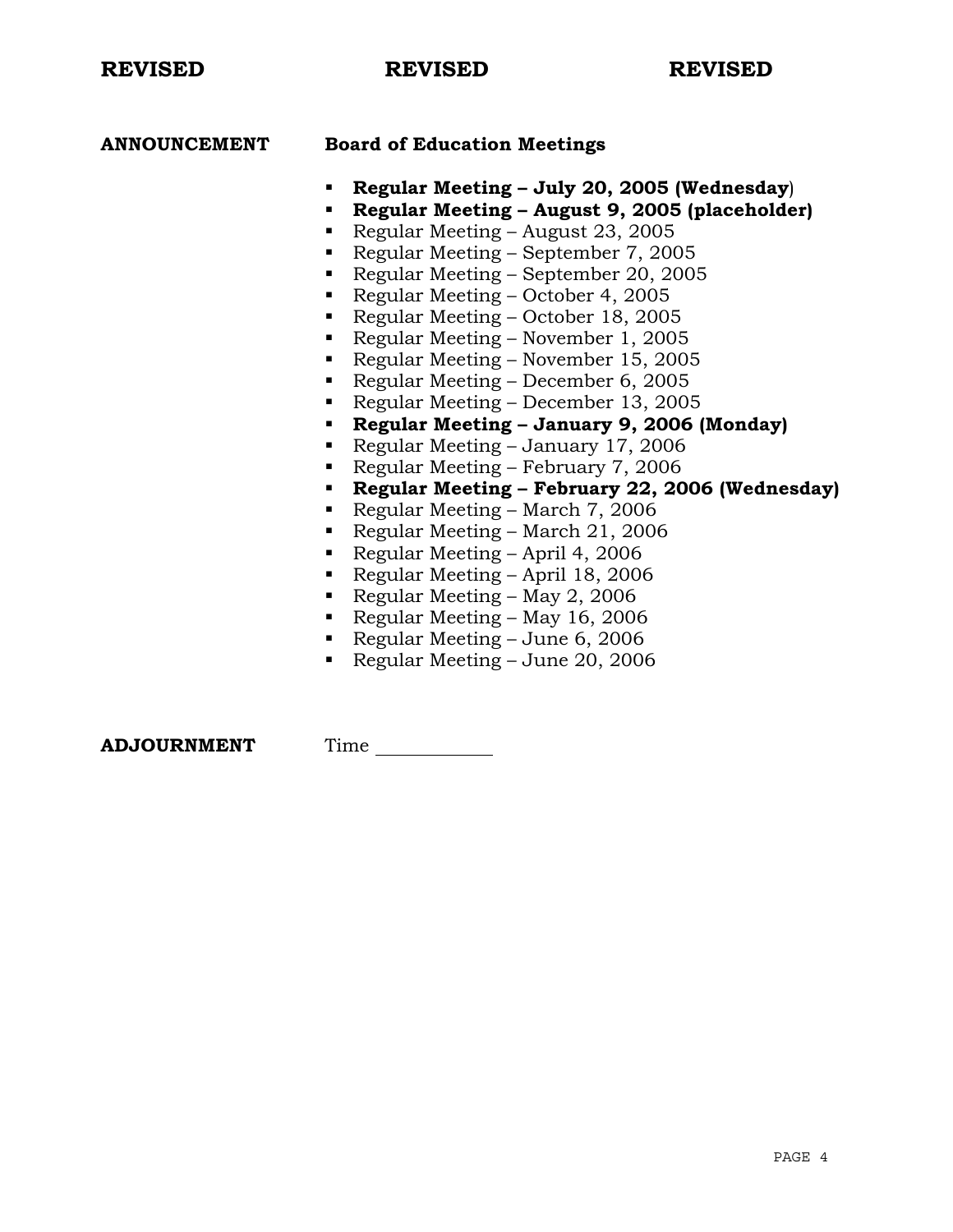**REVISED** **REVISED** **REVISED**

**ANNOUNCEMENT** **Board of Education Meetings**

- **Regular Meeting – July 20, 2005 (Wednesday)**
- **Regular Meeting – August 9, 2005 (placeholder)**
- Regular Meeting – August 23, 2005
- Regular Meeting – September 7, 2005
- Regular Meeting – September 20, 2005
- Regular Meeting – October 4, 2005
- Regular Meeting – October 18, 2005
- Regular Meeting – November 1, 2005
- Regular Meeting – November 15, 2005
- Regular Meeting – December 6, 2005
- Regular Meeting – December 13, 2005
- **Regular Meeting – January 9, 2006 (Monday)**
- Regular Meeting – January 17, 2006
- Regular Meeting – February 7, 2006
- **Regular Meeting – February 22, 2006 (Wednesday)**
- Regular Meeting – March 7, 2006
- Regular Meeting – March 21, 2006
- Regular Meeting – April 4, 2006
- Regular Meeting – April 18, 2006
- Regular Meeting – May 2, 2006
- Regular Meeting – May 16, 2006
- Regular Meeting – June 6, 2006
- Regular Meeting – June 20, 2006

**ADJOURNMENT** Time \_\_\_\_\_\_\_\_\_\_\_\_